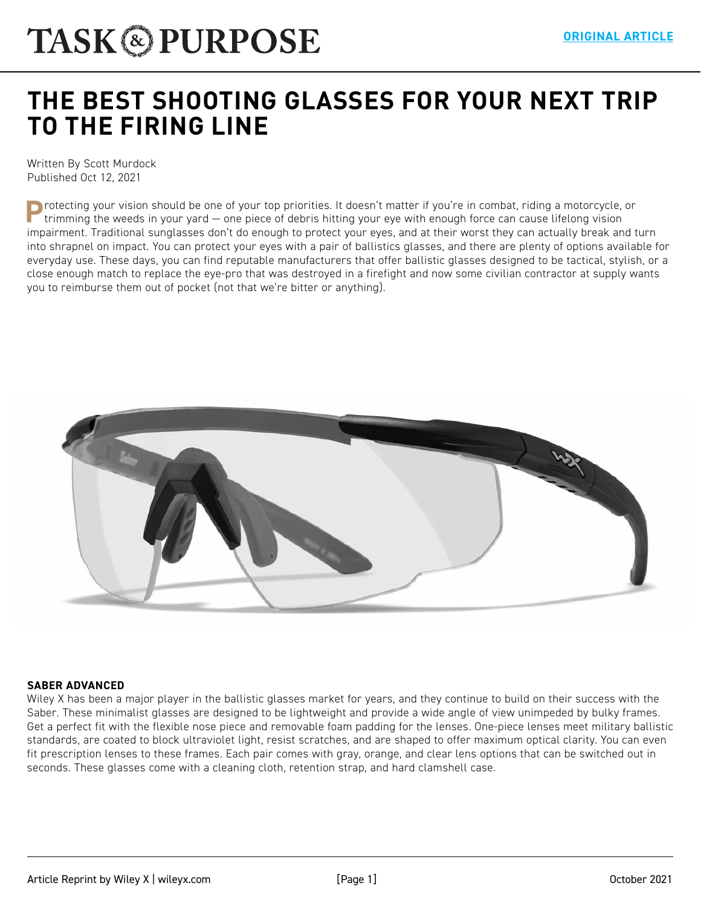# THE BEST SHOOTING GLASSES FOR YOUR NEXT TRIP TO THE FIRING LINE

Written By Scott Murdock
Published Oct 12, 2021

Protecting your vision should be one of your top priorities. It doesn't matter if you're in combat, riding a motorcycle, or trimming the weeds in your yard — one piece of debris hitting your eye with enough force can cause lifelong vision impairment. Traditional sunglasses don't do enough to protect your eyes, and at their worst they can actually break and turn into shrapnel on impact. You can protect your eyes with a pair of ballistics glasses, and there are plenty of options available for everyday use. These days, you can find reputable manufacturers that offer ballistic glasses designed to be tactical, stylish, or a close enough match to replace the eye-pro that was destroyed in a firefight and now some civilian contractor at supply wants you to reimburse them out of pocket (not that we're bitter or anything).

**SABER ADVANCED**

Wiley X has been a major player in the ballistic glasses market for years, and they continue to build on their success with the Saber. These minimalist glasses are designed to be lightweight and provide a wide angle of view unimpeded by bulky frames. Get a perfect fit with the flexible nose piece and removable foam padding for the lenses. One-piece lenses meet military ballistic standards, are coated to block ultraviolet light, resist scratches, and are shaped to offer maximum optical clarity. You can even fit prescription lenses to these frames. Each pair comes with gray, orange, and clear lens options that can be switched out in seconds. These glasses come with a cleaning cloth, retention strap, and hard clamshell case.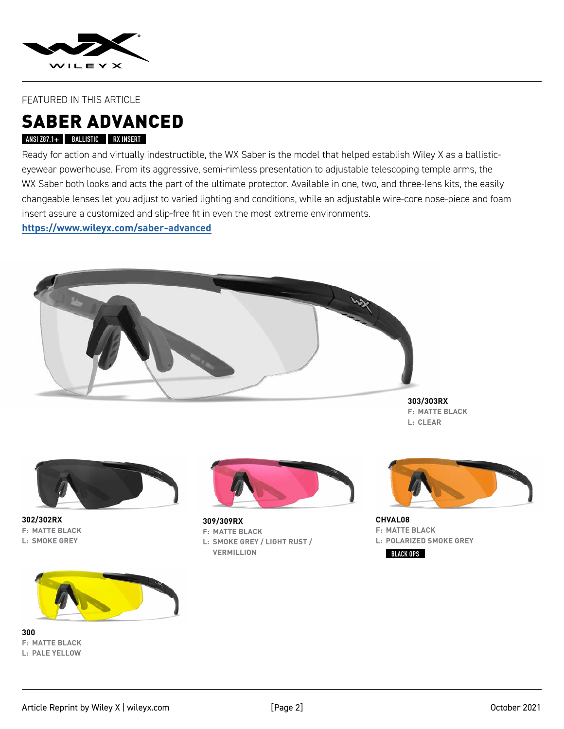FEATURED IN THIS ARTICLE

# SABER ADVANCED

ANSI Z87.1+ | BALLISTIC | RX INSERT

Ready for action and virtually indestructible, the WX Saber is the model that helped establish Wiley X as a ballistic-eyewear powerhouse. From its aggressive, semi-rimless presentation to adjustable telescoping temple arms, the WX Saber both looks and acts the part of the ultimate protector. Available in one, two, and three-lens kits, the easily changeable lenses let you adjust to varied lighting and conditions, while an adjustable wire-core nose-piece and foam insert assure a customized and slip-free fit in even the most extreme environments.

**https://www.wileyx.com/saber-advanced**

**303/303RX**
**F: MATTE BLACK**
**L: CLEAR**

**302/302RX**
**F: MATTE BLACK**
**L: SMOKE GREY**

**309/309RX**
**F: MATTE BLACK**
**L: SMOKE GREY / LIGHT RUST / VERMILLION**

**CHVAL08**
**F: MATTE BLACK**
**L: POLARIZED SMOKE GREY**
BLACK OPS

**300**
**F: MATTE BLACK**
**L: PALE YELLOW**

Article Reprint by Wiley X | wileyx.com

October 2021